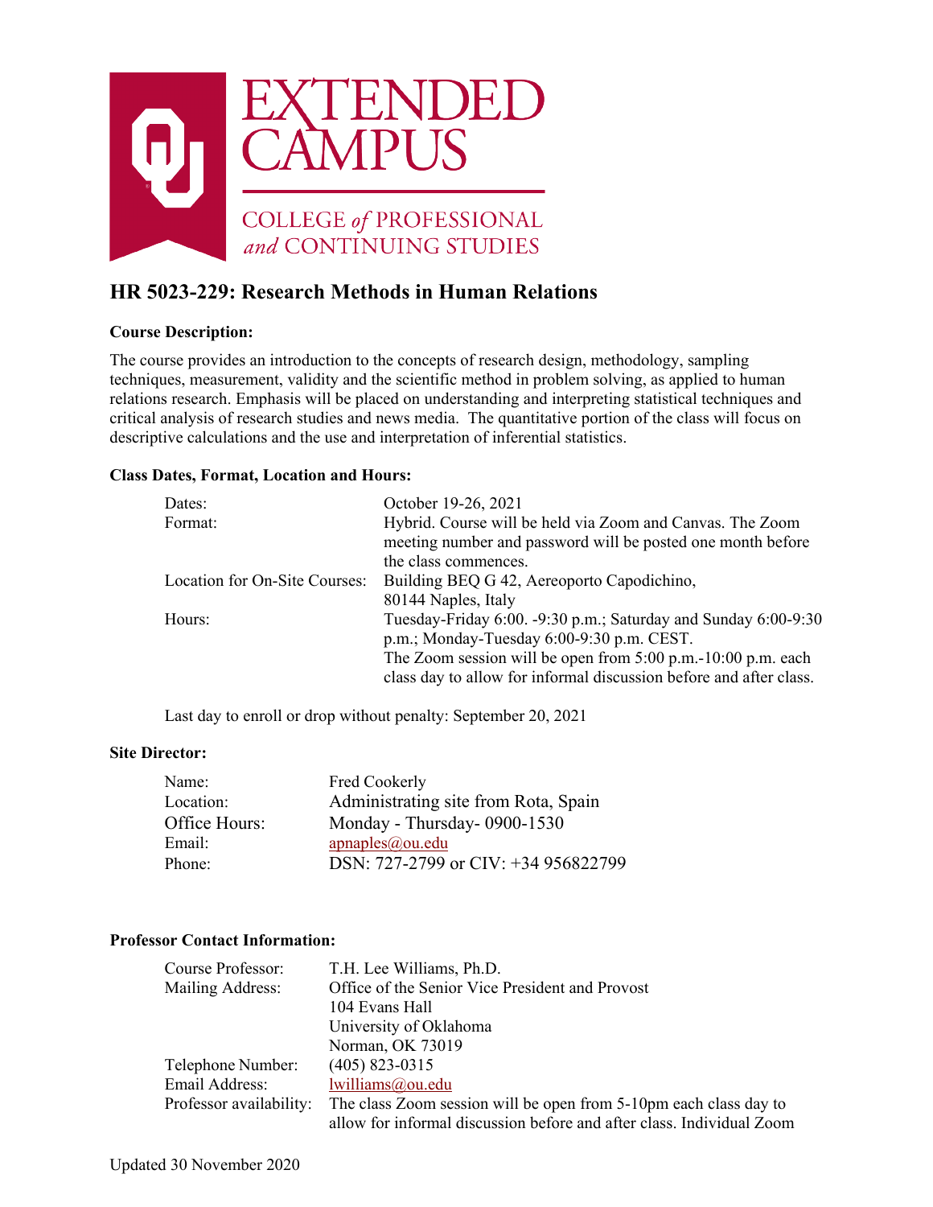EXTENDED CAMPUS

COLLEGE *of* PROFESSIONAL *and* CONTINUING STUDIES

# HR 5023-229: Research Methods in Human Relations

**Course Description:**

The course provides an introduction to the concepts of research design, methodology, sampling techniques, measurement, validity and the scientific method in problem solving, as applied to human relations research. Emphasis will be placed on understanding and interpreting statistical techniques and critical analysis of research studies and news media. The quantitative portion of the class will focus on descriptive calculations and the use and interpretation of inferential statistics.

**Class Dates, Format, Location and Hours:**

| | |
|---|---|
| Dates: | October 19-26, 2021 |
| Format: | Hybrid. Course will be held via Zoom and Canvas. The Zoom meeting number and password will be posted one month before the class commences. |
| Location for On-Site Courses: | Building BEQ G 42, Aereoporto Capodichino, 80144 Naples, Italy |
| Hours: | Tuesday-Friday 6:00. -9:30 p.m.; Saturday and Sunday 6:00-9:30 p.m.; Monday-Tuesday 6:00-9:30 p.m. CEST. The Zoom session will be open from 5:00 p.m.-10:00 p.m. each class day to allow for informal discussion before and after class. |

Last day to enroll or drop without penalty: September 20, 2021

**Site Director:**

| | |
|---|---|
| Name: | Fred Cookerly |
| Location: | Administrating site from Rota, Spain |
| Office Hours: | Monday - Thursday- 0900-1530 |
| Email: | apnaples@ou.edu |
| Phone: | DSN: 727-2799 or CIV: +34 956822799 |

**Professor Contact Information:**

| | |
|---|---|
| Course Professor: | T.H. Lee Williams, Ph.D. |
| Mailing Address: | Office of the Senior Vice President and Provost<br>104 Evans Hall<br>University of Oklahoma<br>Norman, OK 73019 |
| Telephone Number: | (405) 823-0315 |
| Email Address: | lwilliams@ou.edu |
| Professor availability: | The class Zoom session will be open from 5-10pm each class day to allow for informal discussion before and after class. Individual Zoom |

Updated 30 November 2020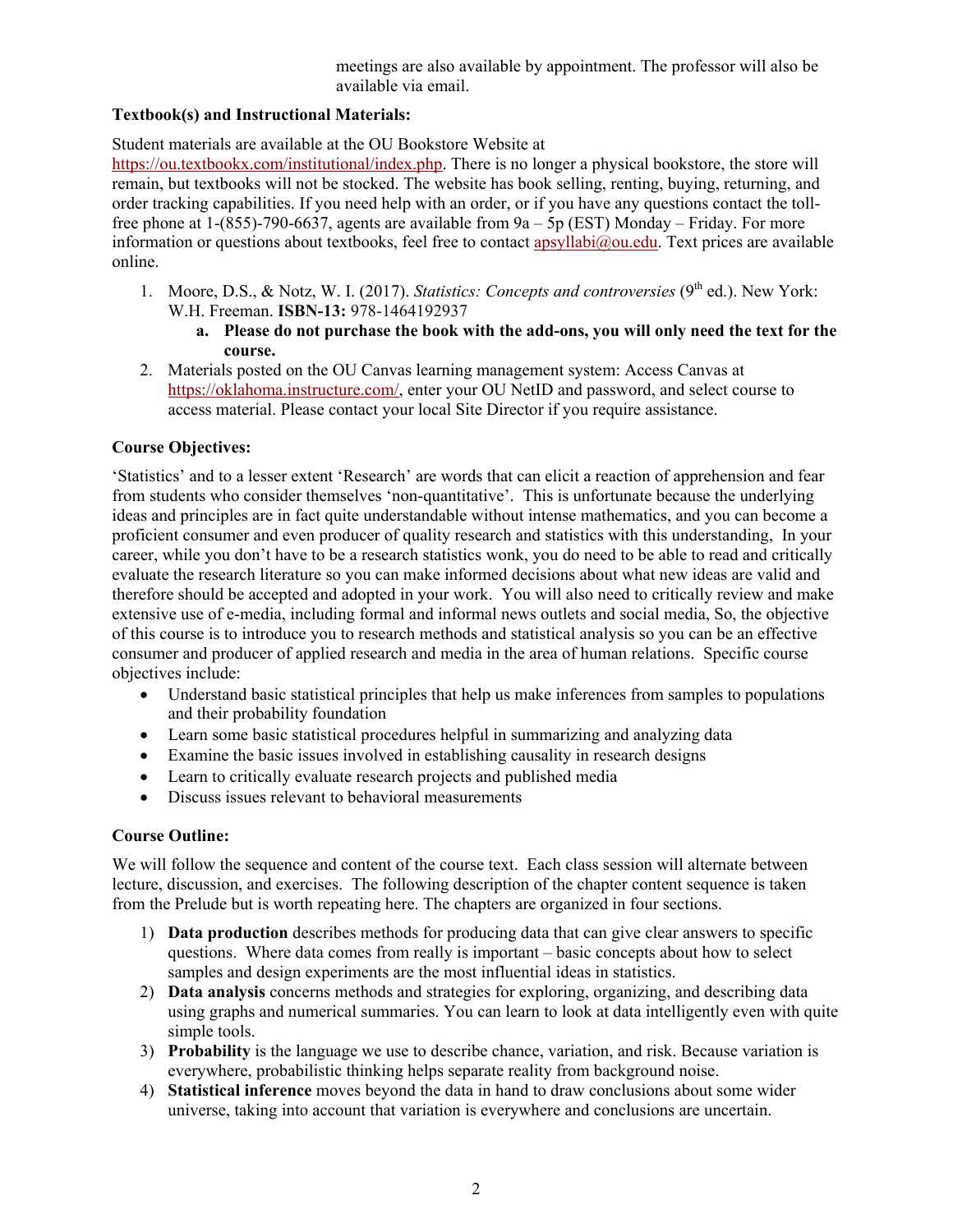meetings are also available by appointment. The professor will also be available via email.

**Textbook(s) and Instructional Materials:**

Student materials are available at the OU Bookstore Website at https://ou.textbookx.com/institutional/index.php. There is no longer a physical bookstore, the store will remain, but textbooks will not be stocked. The website has book selling, renting, buying, returning, and order tracking capabilities. If you need help with an order, or if you have any questions contact the toll-free phone at 1-(855)-790-6637, agents are available from 9a – 5p (EST) Monday – Friday. For more information or questions about textbooks, feel free to contact apsyllabi@ou.edu. Text prices are available online.

1. Moore, D.S., & Notz, W. I. (2017). *Statistics: Concepts and controversies* (9th ed.). New York: W.H. Freeman. **ISBN-13:** 978-1464192937
   a. **Please do not purchase the book with the add-ons, you will only need the text for the course.**
2. Materials posted on the OU Canvas learning management system: Access Canvas at https://oklahoma.instructure.com/, enter your OU NetID and password, and select course to access material. Please contact your local Site Director if you require assistance.

**Course Objectives:**

'Statistics' and to a lesser extent 'Research' are words that can elicit a reaction of apprehension and fear from students who consider themselves 'non-quantitative'. This is unfortunate because the underlying ideas and principles are in fact quite understandable without intense mathematics, and you can become a proficient consumer and even producer of quality research and statistics with this understanding, In your career, while you don't have to be a research statistics wonk, you do need to be able to read and critically evaluate the research literature so you can make informed decisions about what new ideas are valid and therefore should be accepted and adopted in your work. You will also need to critically review and make extensive use of e-media, including formal and informal news outlets and social media, So, the objective of this course is to introduce you to research methods and statistical analysis so you can be an effective consumer and producer of applied research and media in the area of human relations. Specific course objectives include:

- Understand basic statistical principles that help us make inferences from samples to populations and their probability foundation
- Learn some basic statistical procedures helpful in summarizing and analyzing data
- Examine the basic issues involved in establishing causality in research designs
- Learn to critically evaluate research projects and published media
- Discuss issues relevant to behavioral measurements

**Course Outline:**

We will follow the sequence and content of the course text. Each class session will alternate between lecture, discussion, and exercises. The following description of the chapter content sequence is taken from the Prelude but is worth repeating here. The chapters are organized in four sections.

1) **Data production** describes methods for producing data that can give clear answers to specific questions. Where data comes from really is important – basic concepts about how to select samples and design experiments are the most influential ideas in statistics.
2) **Data analysis** concerns methods and strategies for exploring, organizing, and describing data using graphs and numerical summaries. You can learn to look at data intelligently even with quite simple tools.
3) **Probability** is the language we use to describe chance, variation, and risk. Because variation is everywhere, probabilistic thinking helps separate reality from background noise.
4) **Statistical inference** moves beyond the data in hand to draw conclusions about some wider universe, taking into account that variation is everywhere and conclusions are uncertain.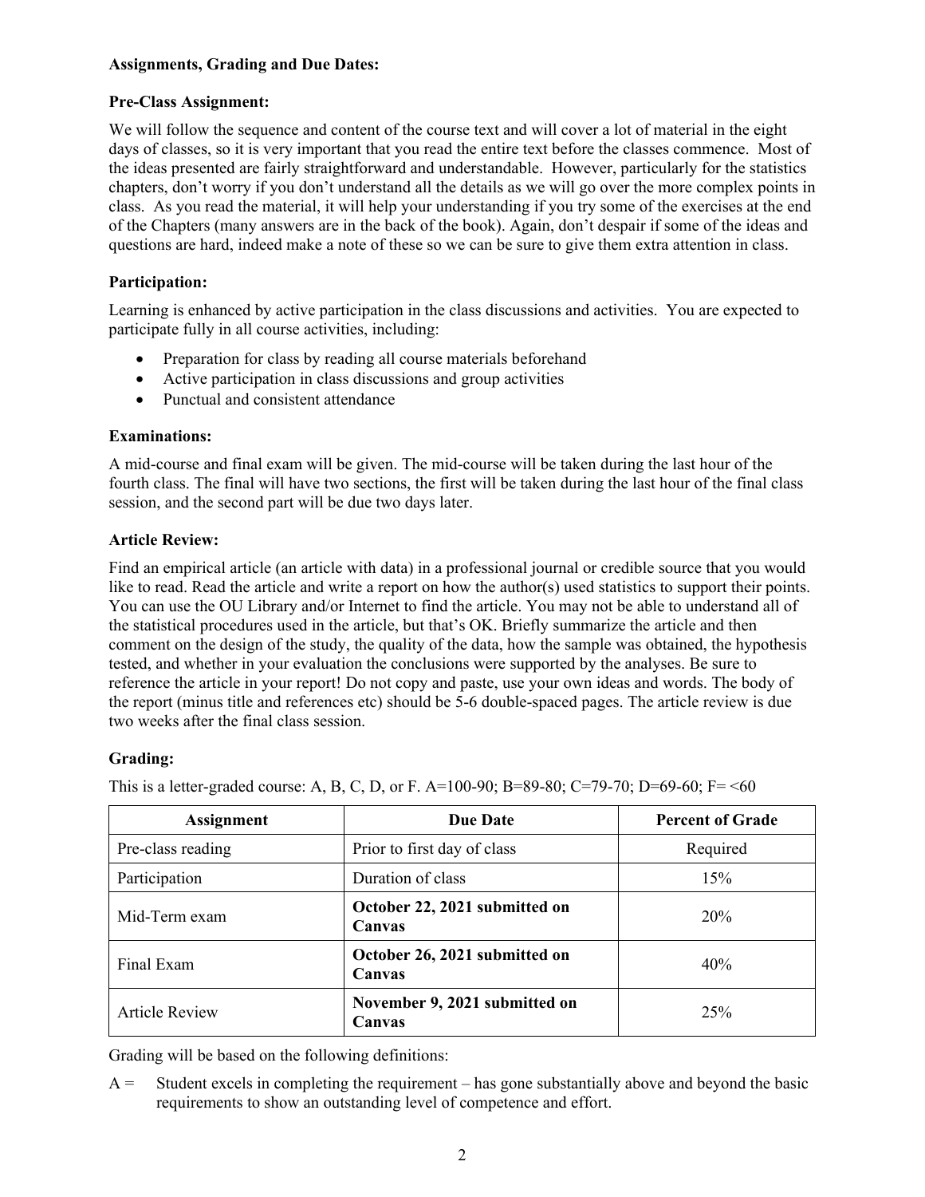**Assignments, Grading and Due Dates:**

**Pre-Class Assignment:**

We will follow the sequence and content of the course text and will cover a lot of material in the eight days of classes, so it is very important that you read the entire text before the classes commence. Most of the ideas presented are fairly straightforward and understandable. However, particularly for the statistics chapters, don't worry if you don't understand all the details as we will go over the more complex points in class. As you read the material, it will help your understanding if you try some of the exercises at the end of the Chapters (many answers are in the back of the book). Again, don't despair if some of the ideas and questions are hard, indeed make a note of these so we can be sure to give them extra attention in class.

**Participation:**

Learning is enhanced by active participation in the class discussions and activities. You are expected to participate fully in all course activities, including:

- Preparation for class by reading all course materials beforehand
- Active participation in class discussions and group activities
- Punctual and consistent attendance

**Examinations:**

A mid-course and final exam will be given. The mid-course will be taken during the last hour of the fourth class. The final will have two sections, the first will be taken during the last hour of the final class session, and the second part will be due two days later.

**Article Review:**

Find an empirical article (an article with data) in a professional journal or credible source that you would like to read. Read the article and write a report on how the author(s) used statistics to support their points. You can use the OU Library and/or Internet to find the article. You may not be able to understand all of the statistical procedures used in the article, but that's OK. Briefly summarize the article and then comment on the design of the study, the quality of the data, how the sample was obtained, the hypothesis tested, and whether in your evaluation the conclusions were supported by the analyses. Be sure to reference the article in your report! Do not copy and paste, use your own ideas and words. The body of the report (minus title and references etc) should be 5-6 double-spaced pages. The article review is due two weeks after the final class session.

**Grading:**

This is a letter-graded course: A, B, C, D, or F. A=100-90; B=89-80; C=79-70; D=69-60; F= <60

| Assignment | Due Date | Percent of Grade |
|---|---|---|
| Pre-class reading | Prior to first day of class | Required |
| Participation | Duration of class | 15% |
| Mid-Term exam | **October 22, 2021 submitted on Canvas** | 20% |
| Final Exam | **October 26, 2021 submitted on Canvas** | 40% |
| Article Review | **November 9, 2021 submitted on Canvas** | 25% |

Grading will be based on the following definitions:

A = Student excels in completing the requirement – has gone substantially above and beyond the basic requirements to show an outstanding level of competence and effort.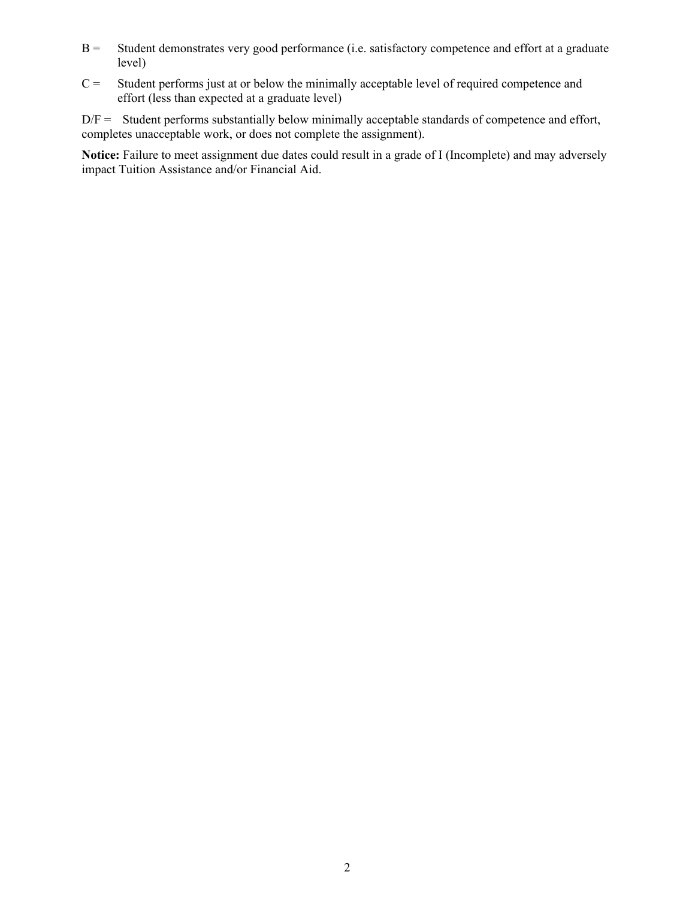B = Student demonstrates very good performance (i.e. satisfactory competence and effort at a graduate level)

C = Student performs just at or below the minimally acceptable level of required competence and effort (less than expected at a graduate level)

D/F = Student performs substantially below minimally acceptable standards of competence and effort, completes unacceptable work, or does not complete the assignment).

**Notice:** Failure to meet assignment due dates could result in a grade of I (Incomplete) and may adversely impact Tuition Assistance and/or Financial Aid.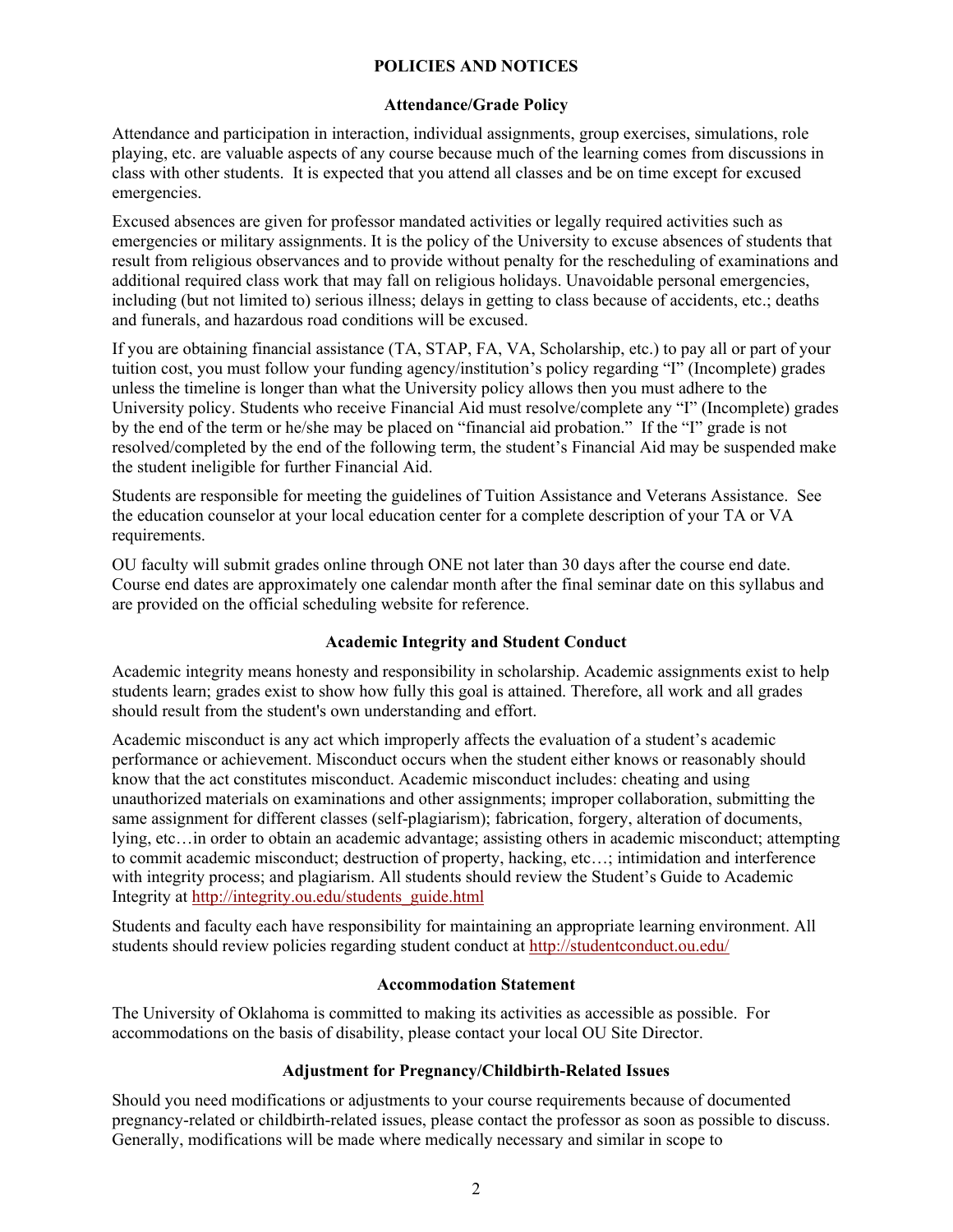## POLICIES AND NOTICES

### Attendance/Grade Policy

Attendance and participation in interaction, individual assignments, group exercises, simulations, role playing, etc. are valuable aspects of any course because much of the learning comes from discussions in class with other students. It is expected that you attend all classes and be on time except for excused emergencies.

Excused absences are given for professor mandated activities or legally required activities such as emergencies or military assignments. It is the policy of the University to excuse absences of students that result from religious observances and to provide without penalty for the rescheduling of examinations and additional required class work that may fall on religious holidays. Unavoidable personal emergencies, including (but not limited to) serious illness; delays in getting to class because of accidents, etc.; deaths and funerals, and hazardous road conditions will be excused.

If you are obtaining financial assistance (TA, STAP, FA, VA, Scholarship, etc.) to pay all or part of your tuition cost, you must follow your funding agency/institution's policy regarding "I" (Incomplete) grades unless the timeline is longer than what the University policy allows then you must adhere to the University policy. Students who receive Financial Aid must resolve/complete any "I" (Incomplete) grades by the end of the term or he/she may be placed on "financial aid probation." If the "I" grade is not resolved/completed by the end of the following term, the student's Financial Aid may be suspended make the student ineligible for further Financial Aid.

Students are responsible for meeting the guidelines of Tuition Assistance and Veterans Assistance. See the education counselor at your local education center for a complete description of your TA or VA requirements.

OU faculty will submit grades online through ONE not later than 30 days after the course end date. Course end dates are approximately one calendar month after the final seminar date on this syllabus and are provided on the official scheduling website for reference.

### Academic Integrity and Student Conduct

Academic integrity means honesty and responsibility in scholarship. Academic assignments exist to help students learn; grades exist to show how fully this goal is attained. Therefore, all work and all grades should result from the student's own understanding and effort.

Academic misconduct is any act which improperly affects the evaluation of a student's academic performance or achievement. Misconduct occurs when the student either knows or reasonably should know that the act constitutes misconduct. Academic misconduct includes: cheating and using unauthorized materials on examinations and other assignments; improper collaboration, submitting the same assignment for different classes (self-plagiarism); fabrication, forgery, alteration of documents, lying, etc…in order to obtain an academic advantage; assisting others in academic misconduct; attempting to commit academic misconduct; destruction of property, hacking, etc…; intimidation and interference with integrity process; and plagiarism. All students should review the Student's Guide to Academic Integrity at http://integrity.ou.edu/students_guide.html

Students and faculty each have responsibility for maintaining an appropriate learning environment. All students should review policies regarding student conduct at http://studentconduct.ou.edu/

### Accommodation Statement

The University of Oklahoma is committed to making its activities as accessible as possible. For accommodations on the basis of disability, please contact your local OU Site Director.

### Adjustment for Pregnancy/Childbirth-Related Issues

Should you need modifications or adjustments to your course requirements because of documented pregnancy-related or childbirth-related issues, please contact the professor as soon as possible to discuss. Generally, modifications will be made where medically necessary and similar in scope to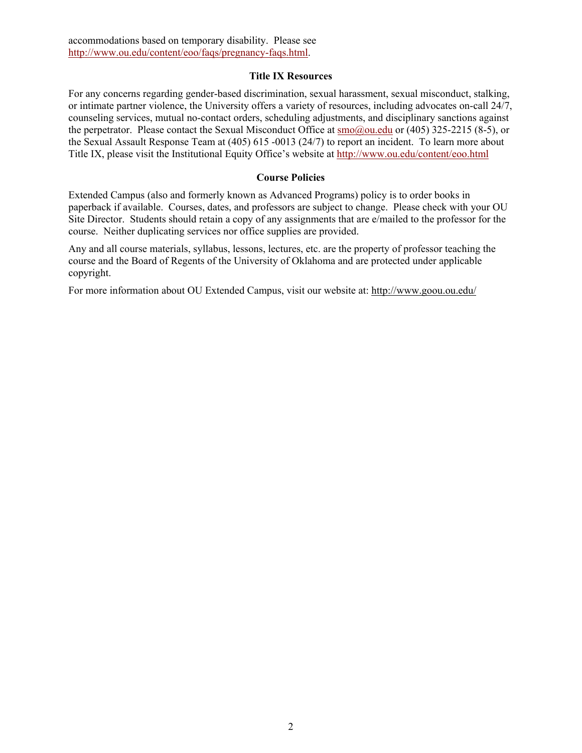accommodations based on temporary disability. Please see http://www.ou.edu/content/eoo/faqs/pregnancy-faqs.html.

## Title IX Resources

For any concerns regarding gender-based discrimination, sexual harassment, sexual misconduct, stalking, or intimate partner violence, the University offers a variety of resources, including advocates on-call 24/7, counseling services, mutual no-contact orders, scheduling adjustments, and disciplinary sanctions against the perpetrator. Please contact the Sexual Misconduct Office at smo@ou.edu or (405) 325-2215 (8-5), or the Sexual Assault Response Team at (405) 615 -0013 (24/7) to report an incident. To learn more about Title IX, please visit the Institutional Equity Office's website at http://www.ou.edu/content/eoo.html

## Course Policies

Extended Campus (also and formerly known as Advanced Programs) policy is to order books in paperback if available. Courses, dates, and professors are subject to change. Please check with your OU Site Director. Students should retain a copy of any assignments that are e/mailed to the professor for the course. Neither duplicating services nor office supplies are provided.

Any and all course materials, syllabus, lessons, lectures, etc. are the property of professor teaching the course and the Board of Regents of the University of Oklahoma and are protected under applicable copyright.

For more information about OU Extended Campus, visit our website at: http://www.goou.ou.edu/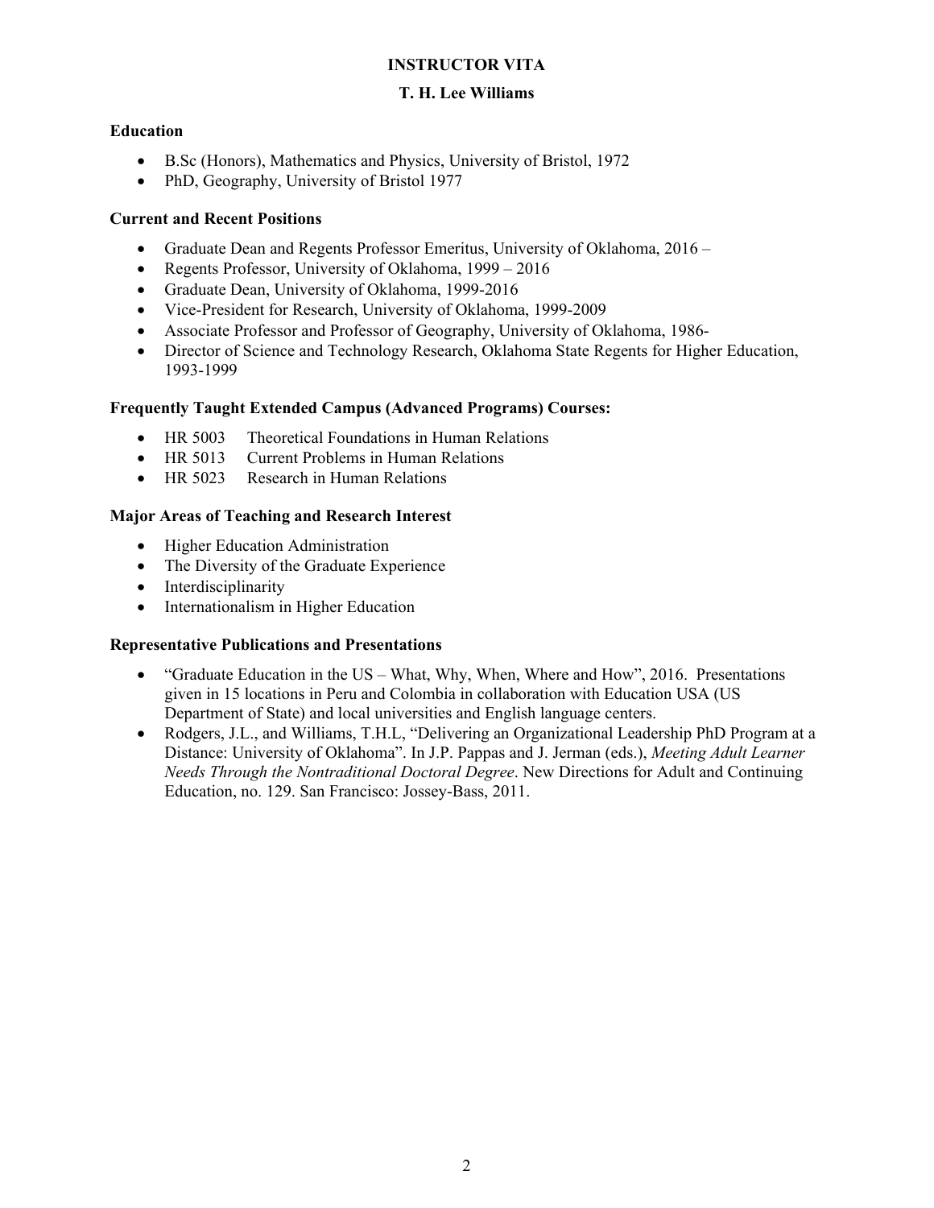**INSTRUCTOR VITA**

**T. H. Lee Williams**

**Education**

- B.Sc (Honors), Mathematics and Physics, University of Bristol, 1972
- PhD, Geography, University of Bristol 1977

**Current and Recent Positions**

- Graduate Dean and Regents Professor Emeritus, University of Oklahoma, 2016 –
- Regents Professor, University of Oklahoma, 1999 – 2016
- Graduate Dean, University of Oklahoma, 1999-2016
- Vice-President for Research, University of Oklahoma, 1999-2009
- Associate Professor and Professor of Geography, University of Oklahoma, 1986-
- Director of Science and Technology Research, Oklahoma State Regents for Higher Education, 1993-1999

**Frequently Taught Extended Campus (Advanced Programs) Courses:**

- HR 5003 Theoretical Foundations in Human Relations
- HR 5013 Current Problems in Human Relations
- HR 5023 Research in Human Relations

**Major Areas of Teaching and Research Interest**

- Higher Education Administration
- The Diversity of the Graduate Experience
- Interdisciplinarity
- Internationalism in Higher Education

**Representative Publications and Presentations**

- "Graduate Education in the US – What, Why, When, Where and How", 2016. Presentations given in 15 locations in Peru and Colombia in collaboration with Education USA (US Department of State) and local universities and English language centers.
- Rodgers, J.L., and Williams, T.H.L, "Delivering an Organizational Leadership PhD Program at a Distance: University of Oklahoma". In J.P. Pappas and J. Jerman (eds.), *Meeting Adult Learner Needs Through the Nontraditional Doctoral Degree*. New Directions for Adult and Continuing Education, no. 129. San Francisco: Jossey-Bass, 2011.